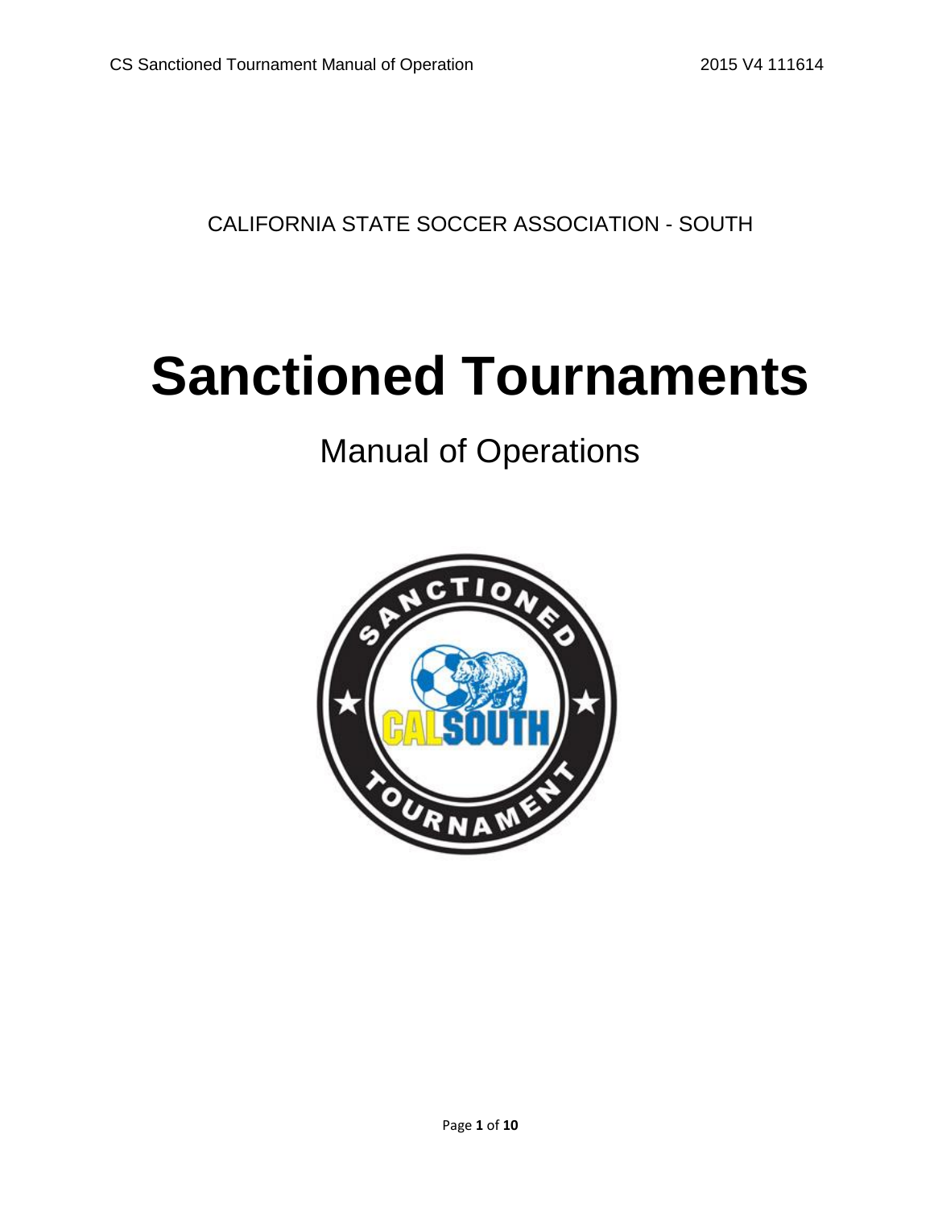CALIFORNIA STATE SOCCER ASSOCIATION - SOUTH

# Sanctioned Tournaments

## Manual of Operations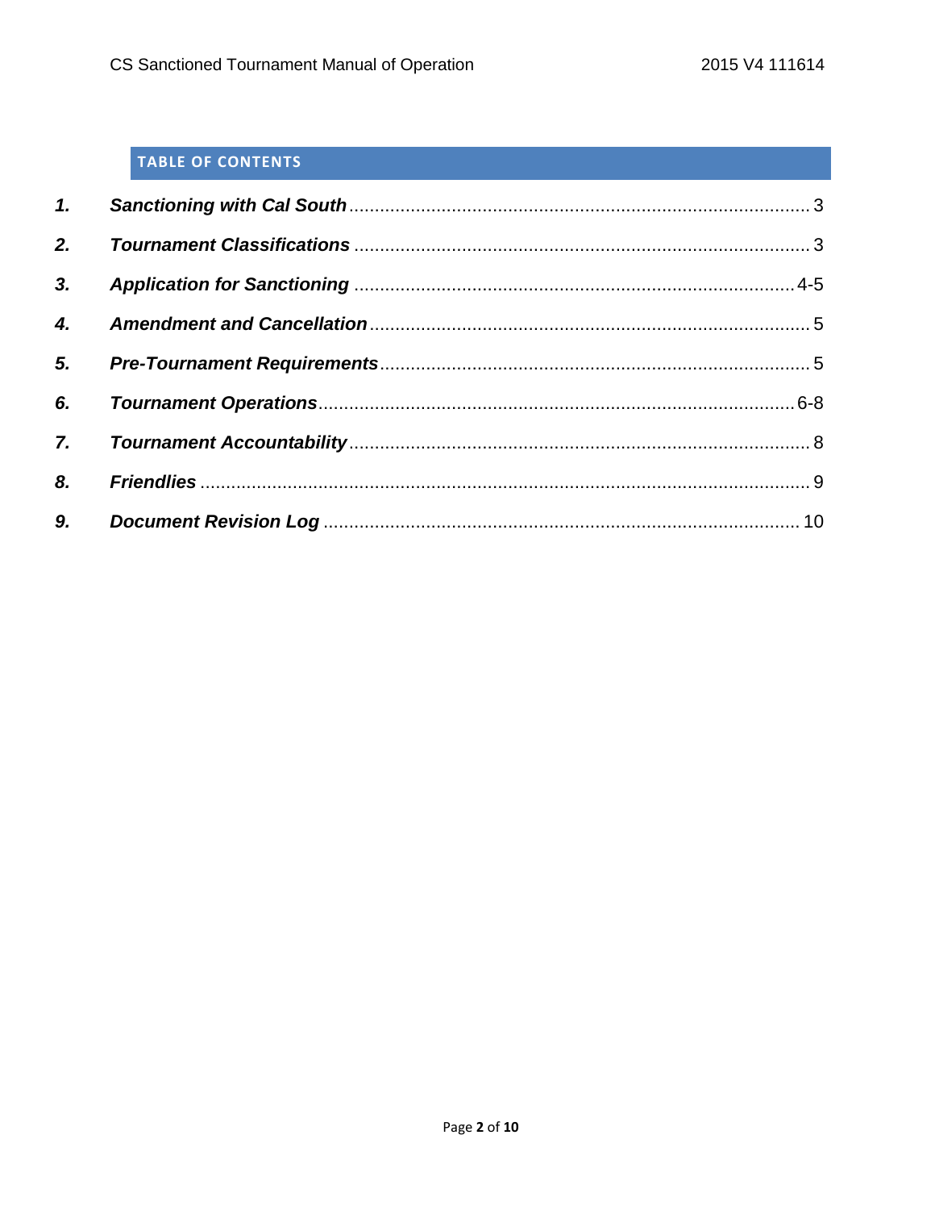## TABLE OF CONTENTS

1. ***Sanctioning with Cal South*** ........................................................................................ 3
2. ***Tournament Classifications*** ....................................................................................... 3
3. ***Application for Sanctioning*** .................................................................................... 4-5
4. ***Amendment and Cancellation*** ................................................................................... 5
5. ***Pre-Tournament Requirements*** ................................................................................. 5
6. ***Tournament Operations*** ........................................................................................ 6-8
7. ***Tournament Accountability*** ..................................................................................... 8
8. ***Friendlies*** ................................................................................................................. 9
9. ***Document Revision Log*** ........................................................................................ 10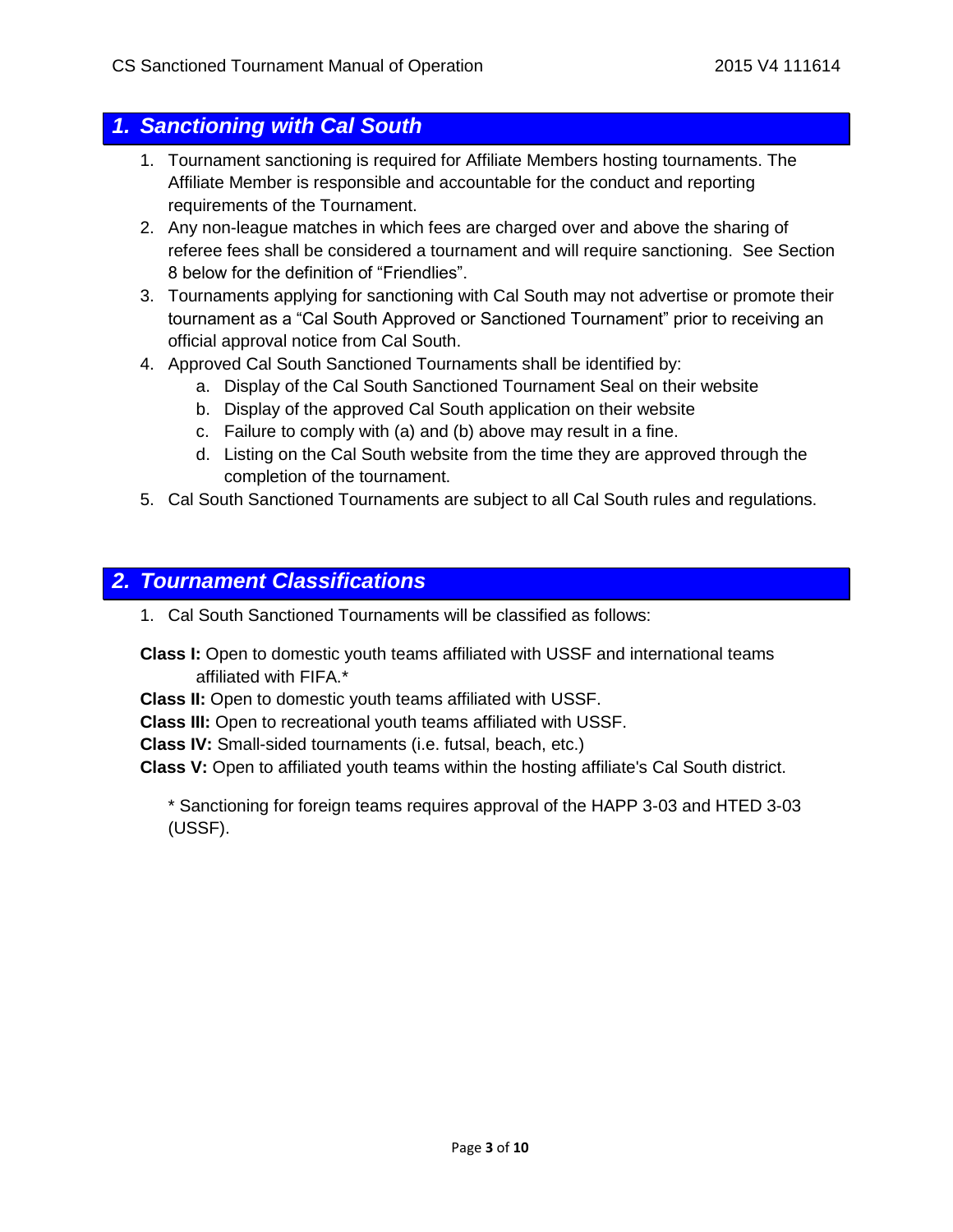## *1. Sanctioning with Cal South*

1. Tournament sanctioning is required for Affiliate Members hosting tournaments. The Affiliate Member is responsible and accountable for the conduct and reporting requirements of the Tournament.
2. Any non-league matches in which fees are charged over and above the sharing of referee fees shall be considered a tournament and will require sanctioning. See Section 8 below for the definition of "Friendlies".
3. Tournaments applying for sanctioning with Cal South may not advertise or promote their tournament as a "Cal South Approved or Sanctioned Tournament" prior to receiving an official approval notice from Cal South.
4. Approved Cal South Sanctioned Tournaments shall be identified by:
   a. Display of the Cal South Sanctioned Tournament Seal on their website
   b. Display of the approved Cal South application on their website
   c. Failure to comply with (a) and (b) above may result in a fine.
   d. Listing on the Cal South website from the time they are approved through the completion of the tournament.
5. Cal South Sanctioned Tournaments are subject to all Cal South rules and regulations.

## *2. Tournament Classifications*

1. Cal South Sanctioned Tournaments will be classified as follows:

**Class I:** Open to domestic youth teams affiliated with USSF and international teams affiliated with FIFA.*

**Class II:** Open to domestic youth teams affiliated with USSF.

**Class III:** Open to recreational youth teams affiliated with USSF.

**Class IV:** Small-sided tournaments (i.e. futsal, beach, etc.)

**Class V:** Open to affiliated youth teams within the hosting affiliate's Cal South district.

* Sanctioning for foreign teams requires approval of the HAPP 3-03 and HTED 3-03 (USSF).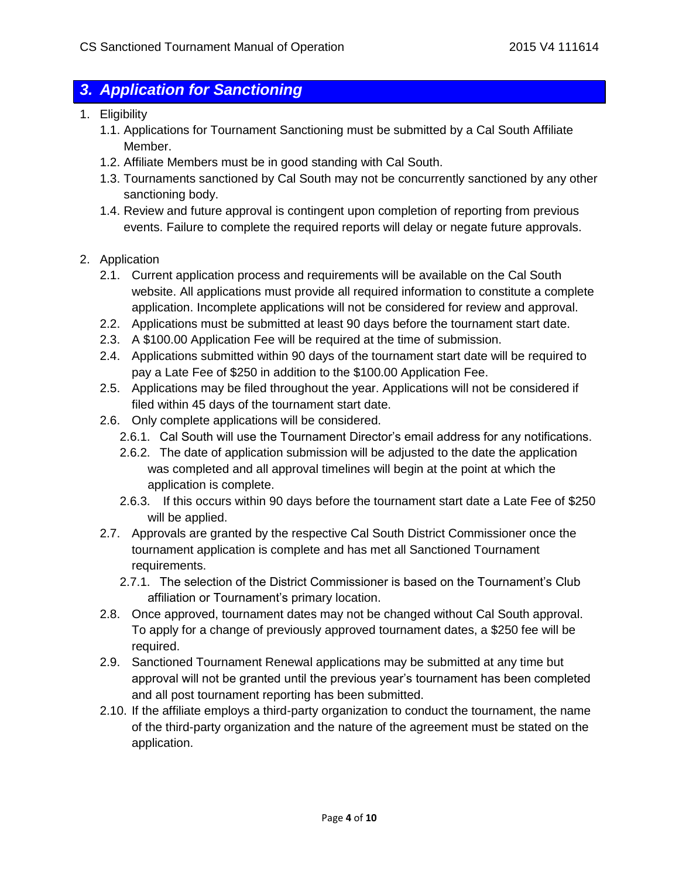## *3. Application for Sanctioning*

1. Eligibility
   - 1.1. Applications for Tournament Sanctioning must be submitted by a Cal South Affiliate Member.
   - 1.2. Affiliate Members must be in good standing with Cal South.
   - 1.3. Tournaments sanctioned by Cal South may not be concurrently sanctioned by any other sanctioning body.
   - 1.4. Review and future approval is contingent upon completion of reporting from previous events. Failure to complete the required reports will delay or negate future approvals.

2. Application
   - 2.1. Current application process and requirements will be available on the Cal South website. All applications must provide all required information to constitute a complete application. Incomplete applications will not be considered for review and approval.
   - 2.2. Applications must be submitted at least 90 days before the tournament start date.
   - 2.3. A $100.00 Application Fee will be required at the time of submission.
   - 2.4. Applications submitted within 90 days of the tournament start date will be required to pay a Late Fee of $250 in addition to the $100.00 Application Fee.
   - 2.5. Applications may be filed throughout the year. Applications will not be considered if filed within 45 days of the tournament start date.
   - 2.6. Only complete applications will be considered.
     - 2.6.1. Cal South will use the Tournament Director's email address for any notifications.
     - 2.6.2. The date of application submission will be adjusted to the date the application was completed and all approval timelines will begin at the point at which the application is complete.
     - 2.6.3. If this occurs within 90 days before the tournament start date a Late Fee of $250 will be applied.
   - 2.7. Approvals are granted by the respective Cal South District Commissioner once the tournament application is complete and has met all Sanctioned Tournament requirements.
     - 2.7.1. The selection of the District Commissioner is based on the Tournament's Club affiliation or Tournament's primary location.
   - 2.8. Once approved, tournament dates may not be changed without Cal South approval. To apply for a change of previously approved tournament dates, a $250 fee will be required.
   - 2.9. Sanctioned Tournament Renewal applications may be submitted at any time but approval will not be granted until the previous year's tournament has been completed and all post tournament reporting has been submitted.
   - 2.10. If the affiliate employs a third-party organization to conduct the tournament, the name of the third-party organization and the nature of the agreement must be stated on the application.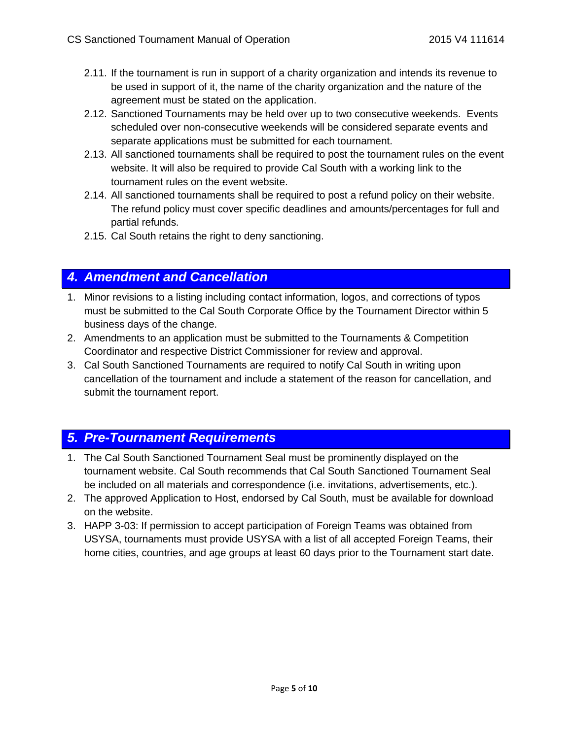2.11. If the tournament is run in support of a charity organization and intends its revenue to be used in support of it, the name of the charity organization and the nature of the agreement must be stated on the application.

2.12. Sanctioned Tournaments may be held over up to two consecutive weekends. Events scheduled over non-consecutive weekends will be considered separate events and separate applications must be submitted for each tournament.

2.13. All sanctioned tournaments shall be required to post the tournament rules on the event website. It will also be required to provide Cal South with a working link to the tournament rules on the event website.

2.14. All sanctioned tournaments shall be required to post a refund policy on their website. The refund policy must cover specific deadlines and amounts/percentages for full and partial refunds.

2.15. Cal South retains the right to deny sanctioning.

## *4. Amendment and Cancellation*

1. Minor revisions to a listing including contact information, logos, and corrections of typos must be submitted to the Cal South Corporate Office by the Tournament Director within 5 business days of the change.
2. Amendments to an application must be submitted to the Tournaments & Competition Coordinator and respective District Commissioner for review and approval.
3. Cal South Sanctioned Tournaments are required to notify Cal South in writing upon cancellation of the tournament and include a statement of the reason for cancellation, and submit the tournament report.

## *5. Pre-Tournament Requirements*

1. The Cal South Sanctioned Tournament Seal must be prominently displayed on the tournament website. Cal South recommends that Cal South Sanctioned Tournament Seal be included on all materials and correspondence (i.e. invitations, advertisements, etc.).
2. The approved Application to Host, endorsed by Cal South, must be available for download on the website.
3. HAPP 3-03: If permission to accept participation of Foreign Teams was obtained from USYSA, tournaments must provide USYSA with a list of all accepted Foreign Teams, their home cities, countries, and age groups at least 60 days prior to the Tournament start date.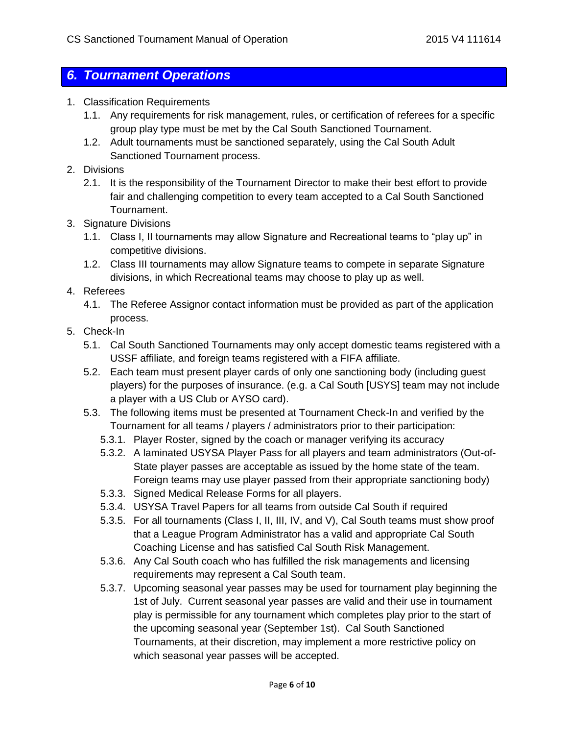## *6. Tournament Operations*

1. Classification Requirements
   - 1.1. Any requirements for risk management, rules, or certification of referees for a specific group play type must be met by the Cal South Sanctioned Tournament.
   - 1.2. Adult tournaments must be sanctioned separately, using the Cal South Adult Sanctioned Tournament process.
2. Divisions
   - 2.1. It is the responsibility of the Tournament Director to make their best effort to provide fair and challenging competition to every team accepted to a Cal South Sanctioned Tournament.
3. Signature Divisions
   - 1.1. Class I, II tournaments may allow Signature and Recreational teams to "play up" in competitive divisions.
   - 1.2. Class III tournaments may allow Signature teams to compete in separate Signature divisions, in which Recreational teams may choose to play up as well.
4. Referees
   - 4.1. The Referee Assignor contact information must be provided as part of the application process.
5. Check-In
   - 5.1. Cal South Sanctioned Tournaments may only accept domestic teams registered with a USSF affiliate, and foreign teams registered with a FIFA affiliate.
   - 5.2. Each team must present player cards of only one sanctioning body (including guest players) for the purposes of insurance. (e.g. a Cal South [USYS] team may not include a player with a US Club or AYSO card).
   - 5.3. The following items must be presented at Tournament Check-In and verified by the Tournament for all teams / players / administrators prior to their participation:
     - 5.3.1. Player Roster, signed by the coach or manager verifying its accuracy
     - 5.3.2. A laminated USYSA Player Pass for all players and team administrators (Out-of-State player passes are acceptable as issued by the home state of the team. Foreign teams may use player passed from their appropriate sanctioning body)
     - 5.3.3. Signed Medical Release Forms for all players.
     - 5.3.4. USYSA Travel Papers for all teams from outside Cal South if required
     - 5.3.5. For all tournaments (Class I, II, III, IV, and V), Cal South teams must show proof that a League Program Administrator has a valid and appropriate Cal South Coaching License and has satisfied Cal South Risk Management.
     - 5.3.6. Any Cal South coach who has fulfilled the risk managements and licensing requirements may represent a Cal South team.
     - 5.3.7. Upcoming seasonal year passes may be used for tournament play beginning the 1st of July. Current seasonal year passes are valid and their use in tournament play is permissible for any tournament which completes play prior to the start of the upcoming seasonal year (September 1st). Cal South Sanctioned Tournaments, at their discretion, may implement a more restrictive policy on which seasonal year passes will be accepted.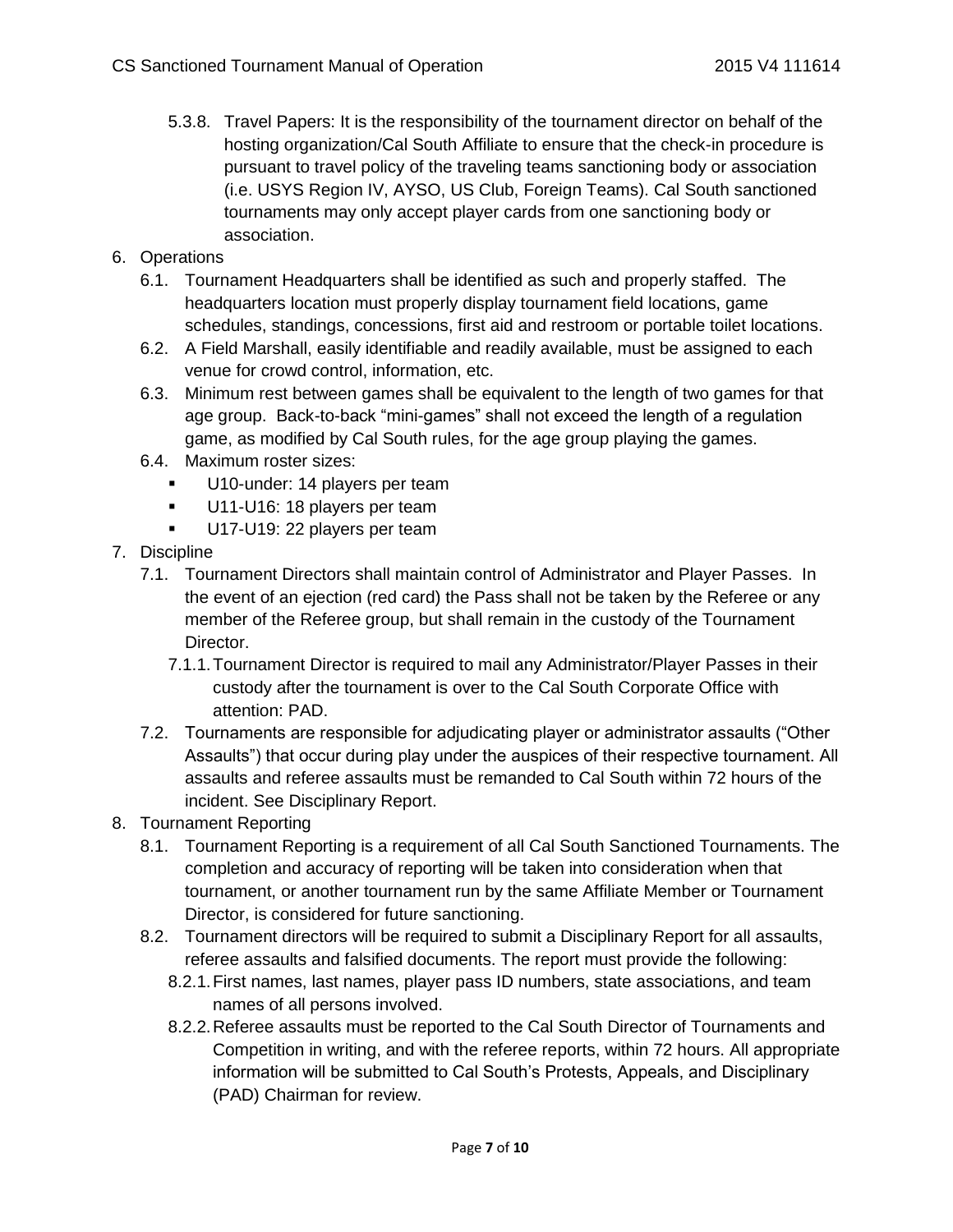- 5.3.8. Travel Papers: It is the responsibility of the tournament director on behalf of the hosting organization/Cal South Affiliate to ensure that the check-in procedure is pursuant to travel policy of the traveling teams sanctioning body or association (i.e. USYS Region IV, AYSO, US Club, Foreign Teams). Cal South sanctioned tournaments may only accept player cards from one sanctioning body or association.

6. Operations
   - 6.1. Tournament Headquarters shall be identified as such and properly staffed. The headquarters location must properly display tournament field locations, game schedules, standings, concessions, first aid and restroom or portable toilet locations.
   - 6.2. A Field Marshall, easily identifiable and readily available, must be assigned to each venue for crowd control, information, etc.
   - 6.3. Minimum rest between games shall be equivalent to the length of two games for that age group. Back-to-back "mini-games" shall not exceed the length of a regulation game, as modified by Cal South rules, for the age group playing the games.
   - 6.4. Maximum roster sizes:
     - U10-under: 14 players per team
     - U11-U16: 18 players per team
     - U17-U19: 22 players per team
7. Discipline
   - 7.1. Tournament Directors shall maintain control of Administrator and Player Passes. In the event of an ejection (red card) the Pass shall not be taken by the Referee or any member of the Referee group, but shall remain in the custody of the Tournament Director.
     - 7.1.1. Tournament Director is required to mail any Administrator/Player Passes in their custody after the tournament is over to the Cal South Corporate Office with attention: PAD.
   - 7.2. Tournaments are responsible for adjudicating player or administrator assaults ("Other Assaults") that occur during play under the auspices of their respective tournament. All assaults and referee assaults must be remanded to Cal South within 72 hours of the incident. See Disciplinary Report.
8. Tournament Reporting
   - 8.1. Tournament Reporting is a requirement of all Cal South Sanctioned Tournaments. The completion and accuracy of reporting will be taken into consideration when that tournament, or another tournament run by the same Affiliate Member or Tournament Director, is considered for future sanctioning.
   - 8.2. Tournament directors will be required to submit a Disciplinary Report for all assaults, referee assaults and falsified documents. The report must provide the following:
     - 8.2.1. First names, last names, player pass ID numbers, state associations, and team names of all persons involved.
     - 8.2.2. Referee assaults must be reported to the Cal South Director of Tournaments and Competition in writing, and with the referee reports, within 72 hours. All appropriate information will be submitted to Cal South's Protests, Appeals, and Disciplinary (PAD) Chairman for review.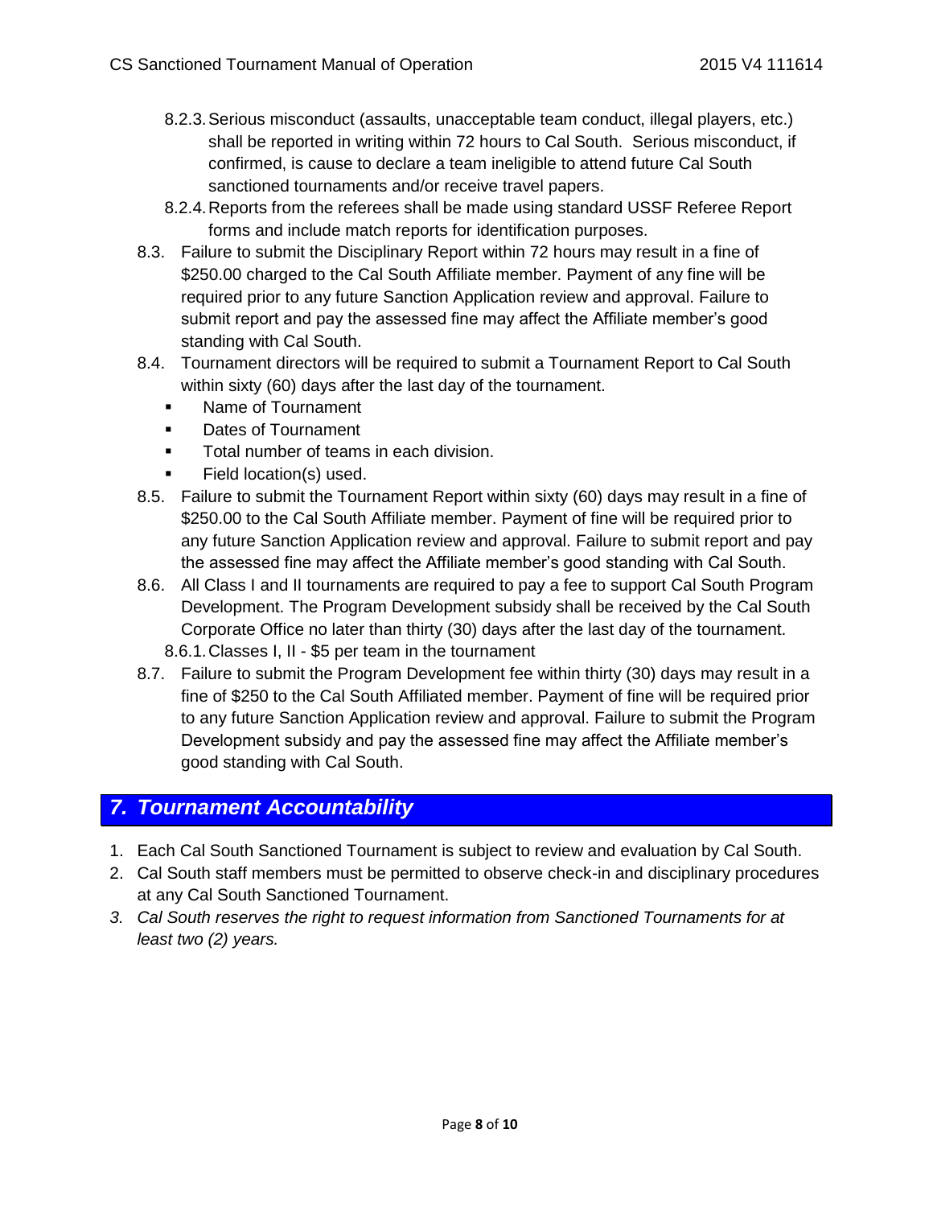8.2.3. Serious misconduct (assaults, unacceptable team conduct, illegal players, etc.) shall be reported in writing within 72 hours to Cal South. Serious misconduct, if confirmed, is cause to declare a team ineligible to attend future Cal South sanctioned tournaments and/or receive travel papers.

8.2.4. Reports from the referees shall be made using standard USSF Referee Report forms and include match reports for identification purposes.

8.3. Failure to submit the Disciplinary Report within 72 hours may result in a fine of $250.00 charged to the Cal South Affiliate member. Payment of any fine will be required prior to any future Sanction Application review and approval. Failure to submit report and pay the assessed fine may affect the Affiliate member's good standing with Cal South.

8.4. Tournament directors will be required to submit a Tournament Report to Cal South within sixty (60) days after the last day of the tournament.

- Name of Tournament
- Dates of Tournament
- Total number of teams in each division.
- Field location(s) used.

8.5. Failure to submit the Tournament Report within sixty (60) days may result in a fine of $250.00 to the Cal South Affiliate member. Payment of fine will be required prior to any future Sanction Application review and approval. Failure to submit report and pay the assessed fine may affect the Affiliate member's good standing with Cal South.

8.6. All Class I and II tournaments are required to pay a fee to support Cal South Program Development. The Program Development subsidy shall be received by the Cal South Corporate Office no later than thirty (30) days after the last day of the tournament.

8.6.1. Classes I, II - $5 per team in the tournament

8.7. Failure to submit the Program Development fee within thirty (30) days may result in a fine of $250 to the Cal South Affiliated member. Payment of fine will be required prior to any future Sanction Application review and approval. Failure to submit the Program Development subsidy and pay the assessed fine may affect the Affiliate member's good standing with Cal South.

## *7. Tournament Accountability*

1. Each Cal South Sanctioned Tournament is subject to review and evaluation by Cal South.
2. Cal South staff members must be permitted to observe check-in and disciplinary procedures at any Cal South Sanctioned Tournament.
3. *Cal South reserves the right to request information from Sanctioned Tournaments for at least two (2) years.*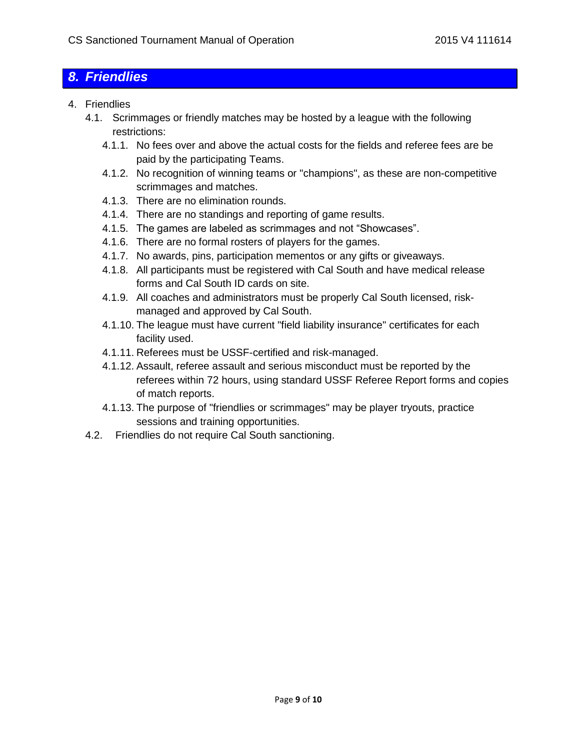## 8. Friendlies

4. Friendlies
   - 4.1. Scrimmages or friendly matches may be hosted by a league with the following restrictions:
     - 4.1.1. No fees over and above the actual costs for the fields and referee fees are be paid by the participating Teams.
     - 4.1.2. No recognition of winning teams or "champions", as these are non-competitive scrimmages and matches.
     - 4.1.3. There are no elimination rounds.
     - 4.1.4. There are no standings and reporting of game results.
     - 4.1.5. The games are labeled as scrimmages and not "Showcases".
     - 4.1.6. There are no formal rosters of players for the games.
     - 4.1.7. No awards, pins, participation mementos or any gifts or giveaways.
     - 4.1.8. All participants must be registered with Cal South and have medical release forms and Cal South ID cards on site.
     - 4.1.9. All coaches and administrators must be properly Cal South licensed, risk-managed and approved by Cal South.
     - 4.1.10. The league must have current "field liability insurance" certificates for each facility used.
     - 4.1.11. Referees must be USSF-certified and risk-managed.
     - 4.1.12. Assault, referee assault and serious misconduct must be reported by the referees within 72 hours, using standard USSF Referee Report forms and copies of match reports.
     - 4.1.13. The purpose of "friendlies or scrimmages" may be player tryouts, practice sessions and training opportunities.
   - 4.2. Friendlies do not require Cal South sanctioning.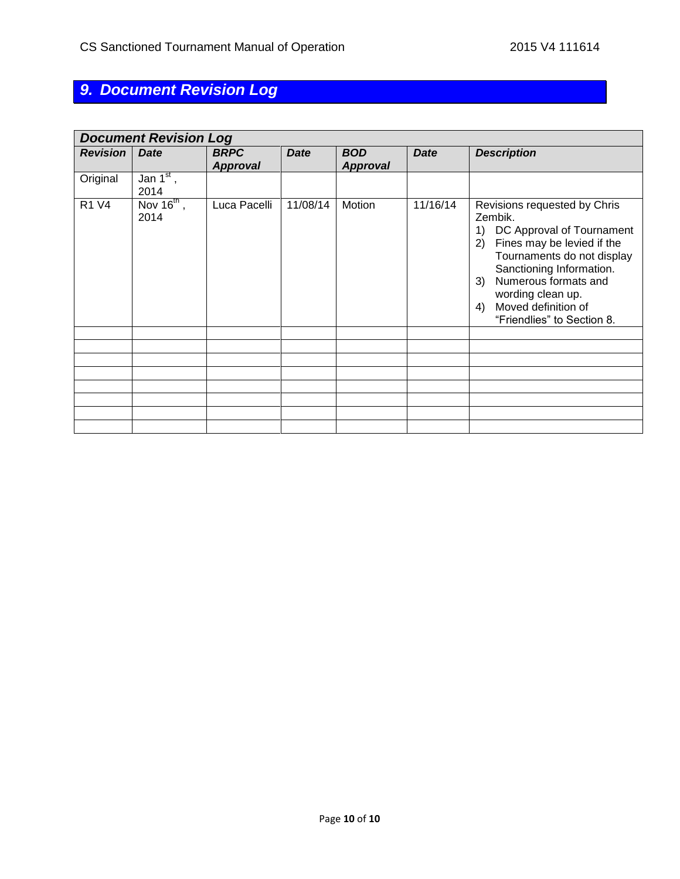## 9. Document Revision Log

| Document Revision Log | | | | | | |
|---|---|---|---|---|---|---|
| ***Revision*** | ***Date*** | ***BRPC Approval*** | ***Date*** | ***BOD Approval*** | ***Date*** | ***Description*** |
| Original | Jan 1st, 2014 | | | | | |
| R1 V4 | Nov 16th, 2014 | Luca Pacelli | 11/08/14 | Motion | 11/16/14 | Revisions requested by Chris Zembik. 1) DC Approval of Tournament 2) Fines may be levied if the Tournaments do not display Sanctioning Information. 3) Numerous formats and wording clean up. 4) Moved definition of "Friendlies" to Section 8. |
| | | | | | | |
| | | | | | | |
| | | | | | | |
| | | | | | | |
| | | | | | | |
| | | | | | | |
| | | | | | | |
| | | | | | | |